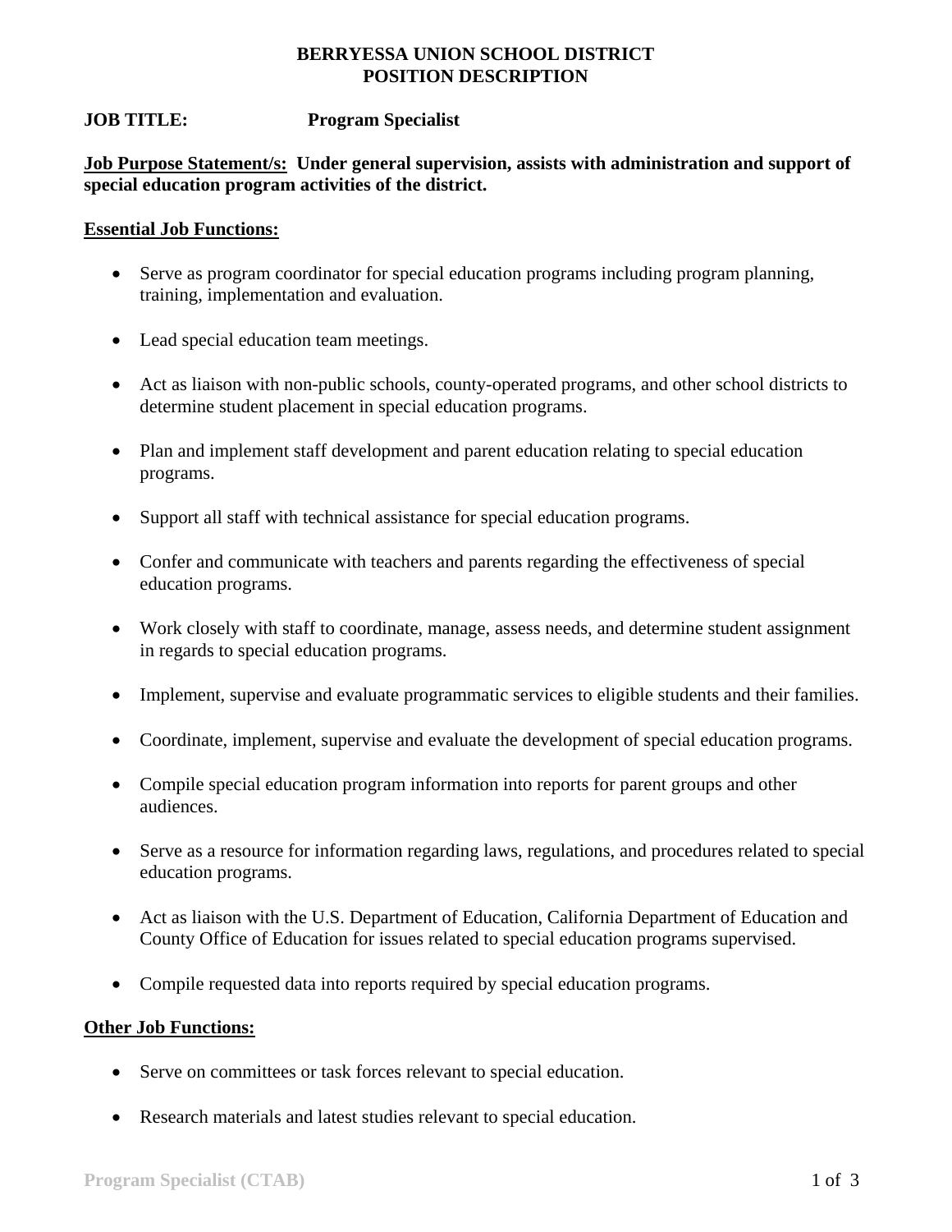# BERRYESSA UNION SCHOOL DISTRICT
# POSITION DESCRIPTION

**JOB TITLE:** **Program Specialist**

**<u>Job Purpose Statement/s:</u> Under general supervision, assists with administration and support of special education program activities of the district.**

## <u>Essential Job Functions:</u>

- Serve as program coordinator for special education programs including program planning, training, implementation and evaluation.
- Lead special education team meetings.
- Act as liaison with non-public schools, county-operated programs, and other school districts to determine student placement in special education programs.
- Plan and implement staff development and parent education relating to special education programs.
- Support all staff with technical assistance for special education programs.
- Confer and communicate with teachers and parents regarding the effectiveness of special education programs.
- Work closely with staff to coordinate, manage, assess needs, and determine student assignment in regards to special education programs.
- Implement, supervise and evaluate programmatic services to eligible students and their families.
- Coordinate, implement, supervise and evaluate the development of special education programs.
- Compile special education program information into reports for parent groups and other audiences.
- Serve as a resource for information regarding laws, regulations, and procedures related to special education programs.
- Act as liaison with the U.S. Department of Education, California Department of Education and County Office of Education for issues related to special education programs supervised.
- Compile requested data into reports required by special education programs.

## <u>Other Job Functions:</u>

- Serve on committees or task forces relevant to special education.
- Research materials and latest studies relevant to special education.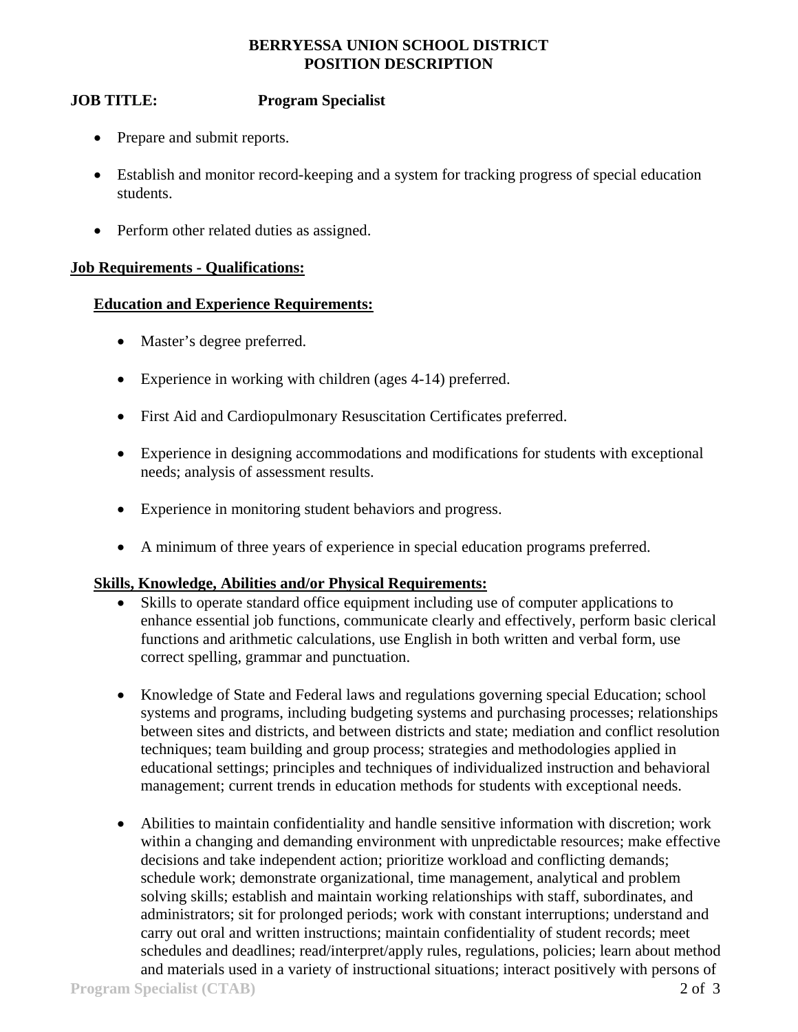- Prepare and submit reports.
- Establish and monitor record-keeping and a system for tracking progress of special education students.
- Perform other related duties as assigned.

## Job Requirements - Qualifications:

### Education and Experience Requirements:

- Master's degree preferred.
- Experience in working with children (ages 4-14) preferred.
- First Aid and Cardiopulmonary Resuscitation Certificates preferred.
- Experience in designing accommodations and modifications for students with exceptional needs; analysis of assessment results.
- Experience in monitoring student behaviors and progress.
- A minimum of three years of experience in special education programs preferred.

### Skills, Knowledge, Abilities and/or Physical Requirements:

- Skills to operate standard office equipment including use of computer applications to enhance essential job functions, communicate clearly and effectively, perform basic clerical functions and arithmetic calculations, use English in both written and verbal form, use correct spelling, grammar and punctuation.
- Knowledge of State and Federal laws and regulations governing special Education; school systems and programs, including budgeting systems and purchasing processes; relationships between sites and districts, and between districts and state; mediation and conflict resolution techniques; team building and group process; strategies and methodologies applied in educational settings; principles and techniques of individualized instruction and behavioral management; current trends in education methods for students with exceptional needs.
- Abilities to maintain confidentiality and handle sensitive information with discretion; work within a changing and demanding environment with unpredictable resources; make effective decisions and take independent action; prioritize workload and conflicting demands; schedule work; demonstrate organizational, time management, analytical and problem solving skills; establish and maintain working relationships with staff, subordinates, and administrators; sit for prolonged periods; work with constant interruptions; understand and carry out oral and written instructions; maintain confidentiality of student records; meet schedules and deadlines; read/interpret/apply rules, regulations, policies; learn about method and materials used in a variety of instructional situations; interact positively with persons of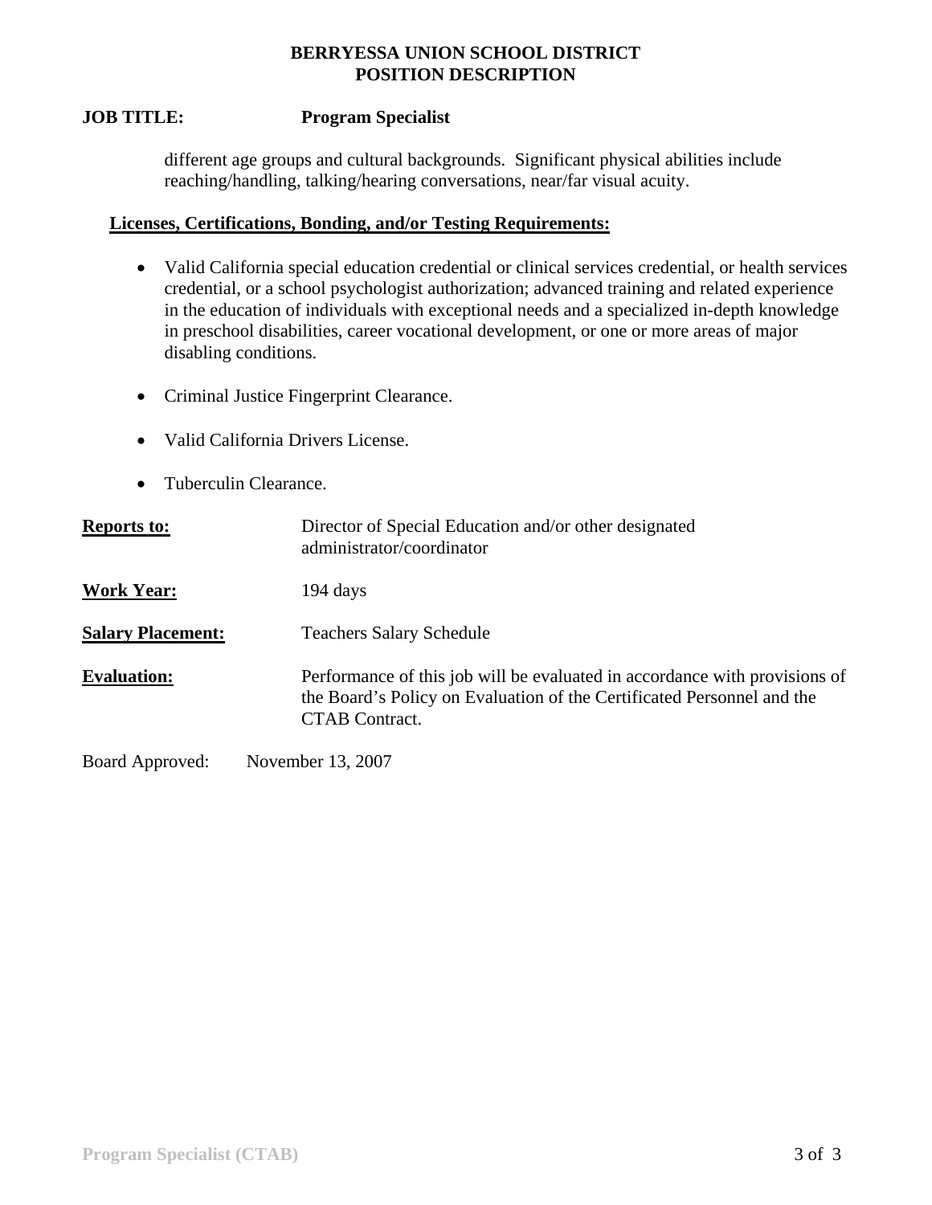different age groups and cultural backgrounds. Significant physical abilities include reaching/handling, talking/hearing conversations, near/far visual acuity.

**Licenses, Certifications, Bonding, and/or Testing Requirements:**

- Valid California special education credential or clinical services credential, or health services credential, or a school psychologist authorization; advanced training and related experience in the education of individuals with exceptional needs and a specialized in-depth knowledge in preschool disabilities, career vocational development, or one or more areas of major disabling conditions.
- Criminal Justice Fingerprint Clearance.
- Valid California Drivers License.
- Tuberculin Clearance.

**Reports to:** Director of Special Education and/or other designated administrator/coordinator

**Work Year:** 194 days

**Salary Placement:** Teachers Salary Schedule

**Evaluation:** Performance of this job will be evaluated in accordance with provisions of the Board's Policy on Evaluation of the Certificated Personnel and the CTAB Contract.

Board Approved: November 13, 2007